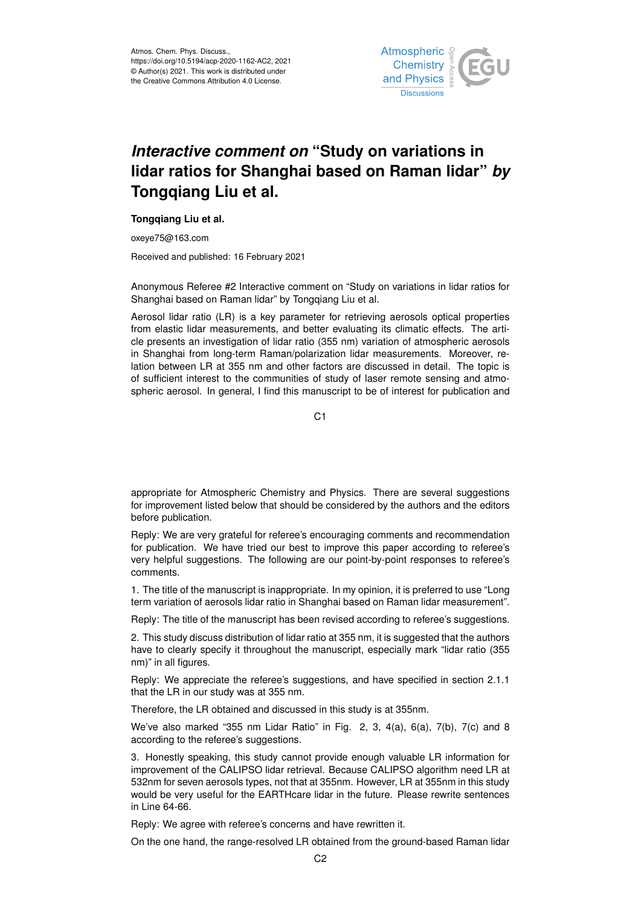Atmos. Chem. Phys. Discuss.,
https://doi.org/10.5194/acp-2020-1162-AC2, 2021
© Author(s) 2021. This work is distributed under
the Creative Commons Attribution 4.0 License.

# *Interactive comment on* "Study on variations in lidar ratios for Shanghai based on Raman lidar" *by* Tongqiang Liu et al.

**Tongqiang Liu et al.**

oxeye75@163.com

Received and published: 16 February 2021

Anonymous Referee #2 Interactive comment on "Study on variations in lidar ratios for Shanghai based on Raman lidar" by Tongqiang Liu et al.

Aerosol lidar ratio (LR) is a key parameter for retrieving aerosols optical properties from elastic lidar measurements, and better evaluating its climatic effects. The article presents an investigation of lidar ratio (355 nm) variation of atmospheric aerosols in Shanghai from long-term Raman/polarization lidar measurements. Moreover, relation between LR at 355 nm and other factors are discussed in detail. The topic is of sufficient interest to the communities of study of laser remote sensing and atmospheric aerosol. In general, I find this manuscript to be of interest for publication and appropriate for Atmospheric Chemistry and Physics. There are several suggestions for improvement listed below that should be considered by the authors and the editors before publication.

Reply: We are very grateful for referee's encouraging comments and recommendation for publication. We have tried our best to improve this paper according to referee's very helpful suggestions. The following are our point-by-point responses to referee's comments.

1. The title of the manuscript is inappropriate. In my opinion, it is preferred to use "Long term variation of aerosols lidar ratio in Shanghai based on Raman lidar measurement".

Reply: The title of the manuscript has been revised according to referee's suggestions.

2. This study discuss distribution of lidar ratio at 355 nm, it is suggested that the authors have to clearly specify it throughout the manuscript, especially mark "lidar ratio (355 nm)" in all figures.

Reply: We appreciate the referee's suggestions, and have specified in section 2.1.1 that the LR in our study was at 355 nm.

Therefore, the LR obtained and discussed in this study is at 355nm.

We've also marked "355 nm Lidar Ratio" in Fig. 2, 3, 4(a), 6(a), 7(b), 7(c) and 8 according to the referee's suggestions.

3. Honestly speaking, this study cannot provide enough valuable LR information for improvement of the CALIPSO lidar retrieval. Because CALIPSO algorithm need LR at 532nm for seven aerosols types, not that at 355nm. However, LR at 355nm in this study would be very useful for the EARTHcare lidar in the future. Please rewrite sentences in Line 64-66.

Reply: We agree with referee's concerns and have rewritten it.

On the one hand, the range-resolved LR obtained from the ground-based Raman lidar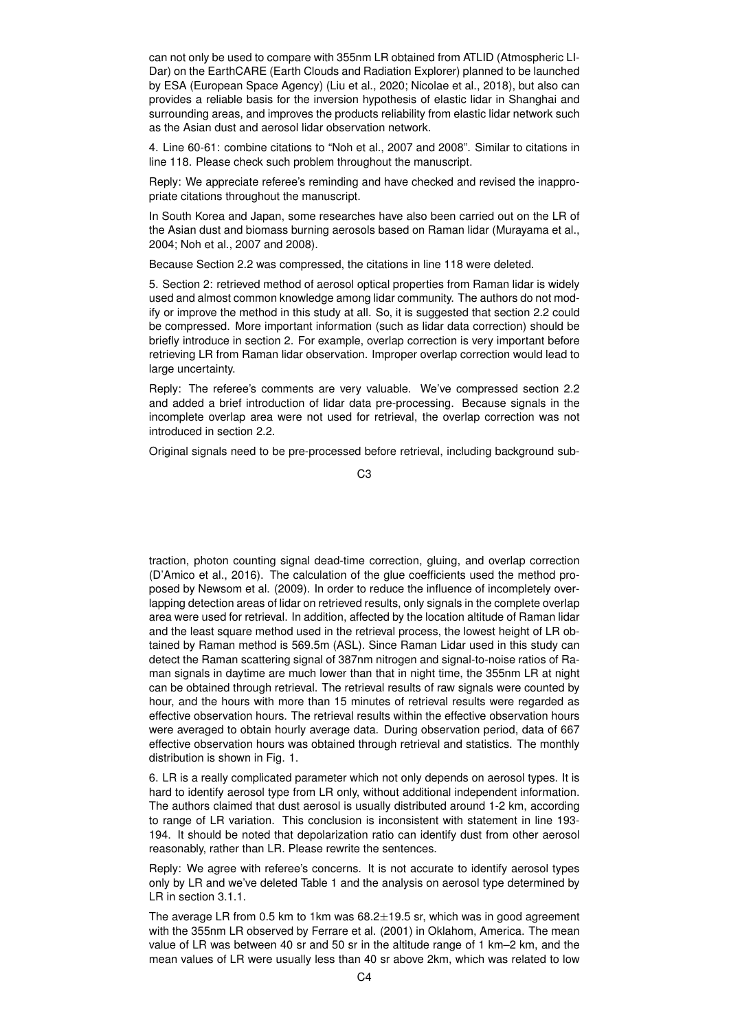can not only be used to compare with 355nm LR obtained from ATLID (Atmospheric LI-DAr) on the EarthCARE (Earth Clouds and Radiation Explorer) planned to be launched by ESA (European Space Agency) (Liu et al., 2020; Nicolae et al., 2018), but also can provides a reliable basis for the inversion hypothesis of elastic lidar in Shanghai and surrounding areas, and improves the products reliability from elastic lidar network such as the Asian dust and aerosol lidar observation network.

4. Line 60-61: combine citations to "Noh et al., 2007 and 2008". Similar to citations in line 118. Please check such problem throughout the manuscript.

Reply: We appreciate referee's reminding and have checked and revised the inappropriate citations throughout the manuscript.

In South Korea and Japan, some researches have also been carried out on the LR of the Asian dust and biomass burning aerosols based on Raman lidar (Murayama et al., 2004; Noh et al., 2007 and 2008).

Because Section 2.2 was compressed, the citations in line 118 were deleted.

5. Section 2: retrieved method of aerosol optical properties from Raman lidar is widely used and almost common knowledge among lidar community. The authors do not modify or improve the method in this study at all. So, it is suggested that section 2.2 could be compressed. More important information (such as lidar data correction) should be briefly introduce in section 2. For example, overlap correction is very important before retrieving LR from Raman lidar observation. Improper overlap correction would lead to large uncertainty.

Reply: The referee's comments are very valuable. We've compressed section 2.2 and added a brief introduction of lidar data pre-processing. Because signals in the incomplete overlap area were not used for retrieval, the overlap correction was not introduced in section 2.2.

Original signals need to be pre-processed before retrieval, including background subtraction, photon counting signal dead-time correction, gluing, and overlap correction (D'Amico et al., 2016). The calculation of the glue coefficients used the method proposed by Newsom et al. (2009). In order to reduce the influence of incompletely overlapping detection areas of lidar on retrieved results, only signals in the complete overlap area were used for retrieval. In addition, affected by the location altitude of Raman lidar and the least square method used in the retrieval process, the lowest height of LR obtained by Raman method is 569.5m (ASL). Since Raman Lidar used in this study can detect the Raman scattering signal of 387nm nitrogen and signal-to-noise ratios of Raman signals in daytime are much lower than that in night time, the 355nm LR at night can be obtained through retrieval. The retrieval results of raw signals were counted by hour, and the hours with more than 15 minutes of retrieval results were regarded as effective observation hours. The retrieval results within the effective observation hours were averaged to obtain hourly average data. During observation period, data of 667 effective observation hours was obtained through retrieval and statistics. The monthly distribution is shown in Fig. 1.

6. LR is a really complicated parameter which not only depends on aerosol types. It is hard to identify aerosol type from LR only, without additional independent information. The authors claimed that dust aerosol is usually distributed around 1-2 km, according to range of LR variation. This conclusion is inconsistent with statement in line 193-194. It should be noted that depolarization ratio can identify dust from other aerosol reasonably, rather than LR. Please rewrite the sentences.

Reply: We agree with referee's concerns. It is not accurate to identify aerosol types only by LR and we've deleted Table 1 and the analysis on aerosol type determined by LR in section 3.1.1.

The average LR from 0.5 km to 1km was $68.2\pm19.5$ sr, which was in good agreement with the 355nm LR observed by Ferrare et al. (2001) in Oklahom, America. The mean value of LR was between 40 sr and 50 sr in the altitude range of 1 km–2 km, and the mean values of LR were usually less than 40 sr above 2km, which was related to low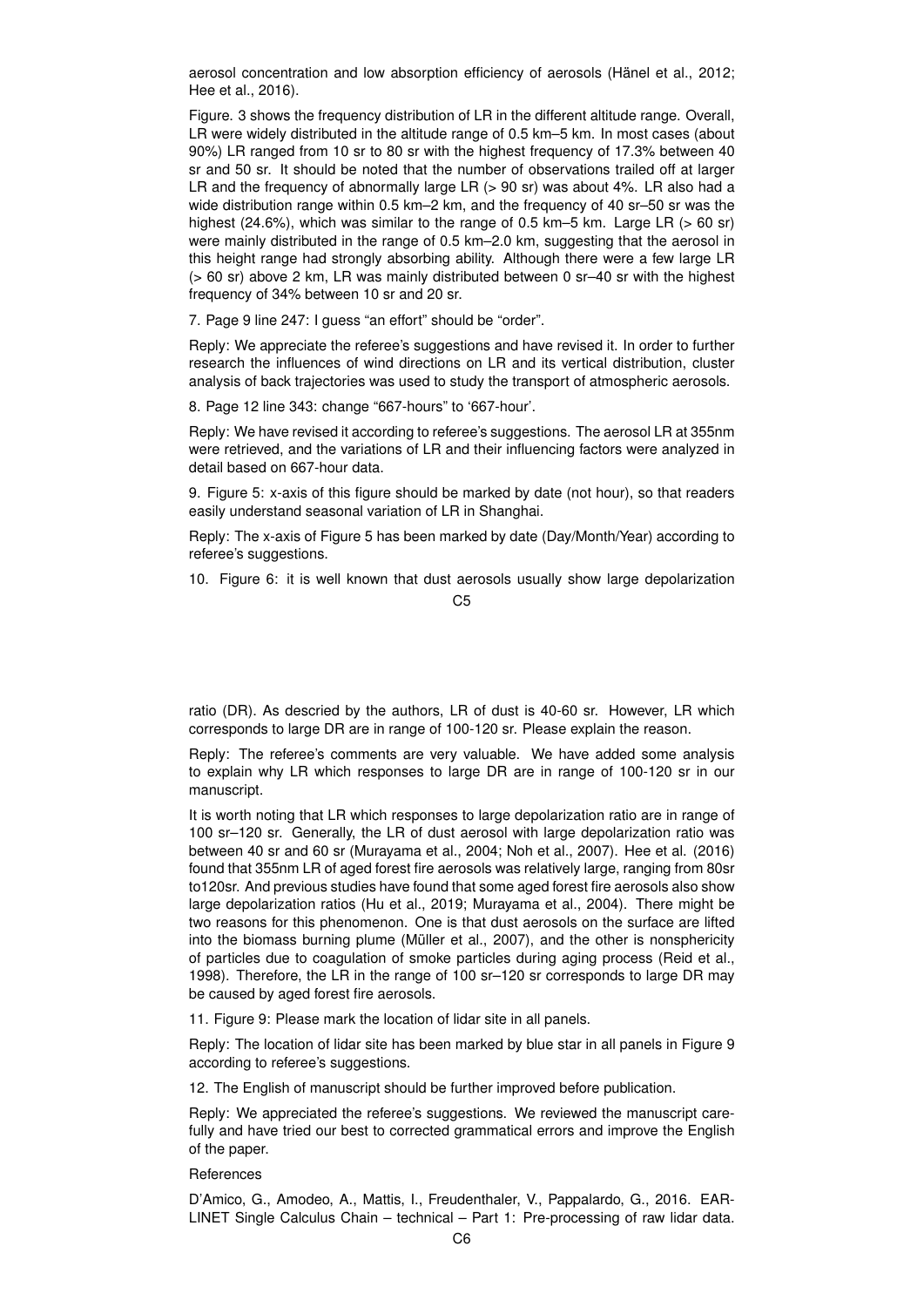aerosol concentration and low absorption efficiency of aerosols (Hänel et al., 2012; Hee et al., 2016).

Figure. 3 shows the frequency distribution of LR in the different altitude range. Overall, LR were widely distributed in the altitude range of 0.5 km–5 km. In most cases (about 90%) LR ranged from 10 sr to 80 sr with the highest frequency of 17.3% between 40 sr and 50 sr. It should be noted that the number of observations trailed off at larger LR and the frequency of abnormally large LR (> 90 sr) was about 4%. LR also had a wide distribution range within 0.5 km–2 km, and the frequency of 40 sr–50 sr was the highest (24.6%), which was similar to the range of 0.5 km–5 km. Large LR (> 60 sr) were mainly distributed in the range of 0.5 km–2.0 km, suggesting that the aerosol in this height range had strongly absorbing ability. Although there were a few large LR (> 60 sr) above 2 km, LR was mainly distributed between 0 sr–40 sr with the highest frequency of 34% between 10 sr and 20 sr.

7. Page 9 line 247: I guess "an effort" should be "order".

Reply: We appreciate the referee's suggestions and have revised it. In order to further research the influences of wind directions on LR and its vertical distribution, cluster analysis of back trajectories was used to study the transport of atmospheric aerosols.

8. Page 12 line 343: change "667-hours" to '667-hour'.

Reply: We have revised it according to referee's suggestions. The aerosol LR at 355nm were retrieved, and the variations of LR and their influencing factors were analyzed in detail based on 667-hour data.

9. Figure 5: x-axis of this figure should be marked by date (not hour), so that readers easily understand seasonal variation of LR in Shanghai.

Reply: The x-axis of Figure 5 has been marked by date (Day/Month/Year) according to referee's suggestions.

10. Figure 6: it is well known that dust aerosols usually show large depolarization ratio (DR). As descried by the authors, LR of dust is 40-60 sr. However, LR which corresponds to large DR are in range of 100-120 sr. Please explain the reason.

Reply: The referee's comments are very valuable. We have added some analysis to explain why LR which responses to large DR are in range of 100-120 sr in our manuscript.

It is worth noting that LR which responses to large depolarization ratio are in range of 100 sr–120 sr. Generally, the LR of dust aerosol with large depolarization ratio was between 40 sr and 60 sr (Murayama et al., 2004; Noh et al., 2007). Hee et al. (2016) found that 355nm LR of aged forest fire aerosols was relatively large, ranging from 80sr to120sr. And previous studies have found that some aged forest fire aerosols also show large depolarization ratios (Hu et al., 2019; Murayama et al., 2004). There might be two reasons for this phenomenon. One is that dust aerosols on the surface are lifted into the biomass burning plume (Müller et al., 2007), and the other is nonsphericity of particles due to coagulation of smoke particles during aging process (Reid et al., 1998). Therefore, the LR in the range of 100 sr–120 sr corresponds to large DR may be caused by aged forest fire aerosols.

11. Figure 9: Please mark the location of lidar site in all panels.

Reply: The location of lidar site has been marked by blue star in all panels in Figure 9 according to referee's suggestions.

12. The English of manuscript should be further improved before publication.

Reply: We appreciated the referee's suggestions. We reviewed the manuscript carefully and have tried our best to corrected grammatical errors and improve the English of the paper.

## References

D'Amico, G., Amodeo, A., Mattis, I., Freudenthaler, V., Pappalardo, G., 2016. EARLINET Single Calculus Chain – technical – Part 1: Pre-processing of raw lidar data.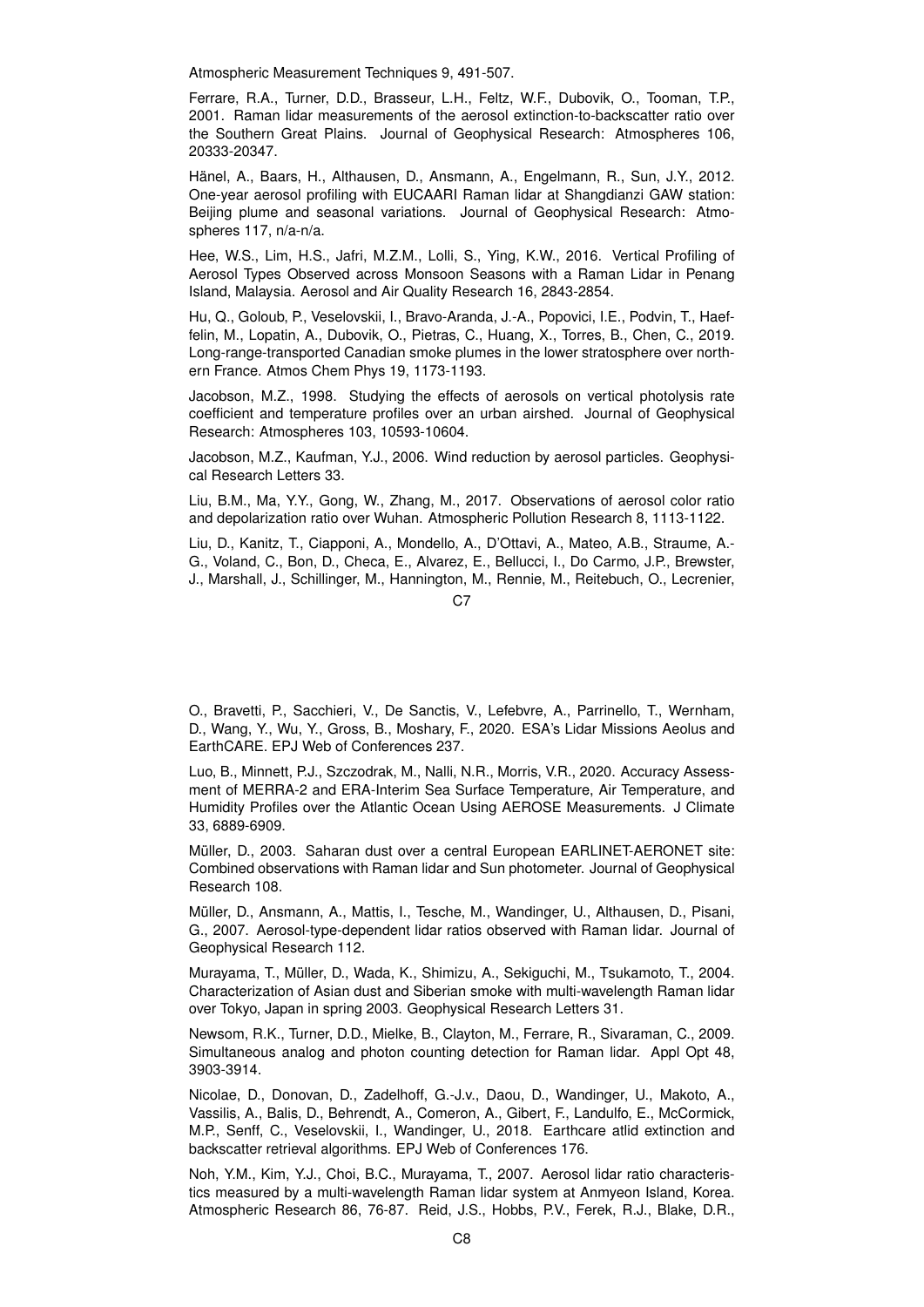Atmospheric Measurement Techniques 9, 491-507.

Ferrare, R.A., Turner, D.D., Brasseur, L.H., Feltz, W.F., Dubovik, O., Tooman, T.P., 2001. Raman lidar measurements of the aerosol extinction-to-backscatter ratio over the Southern Great Plains. Journal of Geophysical Research: Atmospheres 106, 20333-20347.

Hänel, A., Baars, H., Althausen, D., Ansmann, A., Engelmann, R., Sun, J.Y., 2012. One-year aerosol profiling with EUCAARI Raman lidar at Shangdianzi GAW station: Beijing plume and seasonal variations. Journal of Geophysical Research: Atmospheres 117, n/a-n/a.

Hee, W.S., Lim, H.S., Jafri, M.Z.M., Lolli, S., Ying, K.W., 2016. Vertical Profiling of Aerosol Types Observed across Monsoon Seasons with a Raman Lidar in Penang Island, Malaysia. Aerosol and Air Quality Research 16, 2843-2854.

Hu, Q., Goloub, P., Veselovskii, I., Bravo-Aranda, J.-A., Popovici, I.E., Podvin, T., Haeffelin, M., Lopatin, A., Dubovik, O., Pietras, C., Huang, X., Torres, B., Chen, C., 2019. Long-range-transported Canadian smoke plumes in the lower stratosphere over northern France. Atmos Chem Phys 19, 1173-1193.

Jacobson, M.Z., 1998. Studying the effects of aerosols on vertical photolysis rate coefficient and temperature profiles over an urban airshed. Journal of Geophysical Research: Atmospheres 103, 10593-10604.

Jacobson, M.Z., Kaufman, Y.J., 2006. Wind reduction by aerosol particles. Geophysical Research Letters 33.

Liu, B.M., Ma, Y.Y., Gong, W., Zhang, M., 2017. Observations of aerosol color ratio and depolarization ratio over Wuhan. Atmospheric Pollution Research 8, 1113-1122.

Liu, D., Kanitz, T., Ciapponi, A., Mondello, A., D'Ottavi, A., Mateo, A.B., Straume, A.-G., Voland, C., Bon, D., Checa, E., Alvarez, E., Bellucci, I., Do Carmo, J.P., Brewster, J., Marshall, J., Schillinger, M., Hannington, M., Rennie, M., Reitebuch, O., Lecrenier, O., Bravetti, P., Sacchieri, V., De Sanctis, V., Lefebvre, A., Parrinello, T., Wernham, D., Wang, Y., Wu, Y., Gross, B., Moshary, F., 2020. ESA's Lidar Missions Aeolus and EarthCARE. EPJ Web of Conferences 237.

Luo, B., Minnett, P.J., Szczodrak, M., Nalli, N.R., Morris, V.R., 2020. Accuracy Assessment of MERRA-2 and ERA-Interim Sea Surface Temperature, Air Temperature, and Humidity Profiles over the Atlantic Ocean Using AEROSE Measurements. J Climate 33, 6889-6909.

Müller, D., 2003. Saharan dust over a central European EARLINET-AERONET site: Combined observations with Raman lidar and Sun photometer. Journal of Geophysical Research 108.

Müller, D., Ansmann, A., Mattis, I., Tesche, M., Wandinger, U., Althausen, D., Pisani, G., 2007. Aerosol-type-dependent lidar ratios observed with Raman lidar. Journal of Geophysical Research 112.

Murayama, T., Müller, D., Wada, K., Shimizu, A., Sekiguchi, M., Tsukamoto, T., 2004. Characterization of Asian dust and Siberian smoke with multi-wavelength Raman lidar over Tokyo, Japan in spring 2003. Geophysical Research Letters 31.

Newsom, R.K., Turner, D.D., Mielke, B., Clayton, M., Ferrare, R., Sivaraman, C., 2009. Simultaneous analog and photon counting detection for Raman lidar. Appl Opt 48, 3903-3914.

Nicolae, D., Donovan, D., Zadelhoff, G.-J.v., Daou, D., Wandinger, U., Makoto, A., Vassilis, A., Balis, D., Behrendt, A., Comeron, A., Gibert, F., Landulfo, E., McCormick, M.P., Senff, C., Veselovskii, I., Wandinger, U., 2018. Earthcare atlid extinction and backscatter retrieval algorithms. EPJ Web of Conferences 176.

Noh, Y.M., Kim, Y.J., Choi, B.C., Murayama, T., 2007. Aerosol lidar ratio characteristics measured by a multi-wavelength Raman lidar system at Anmyeon Island, Korea. Atmospheric Research 86, 76-87. Reid, J.S., Hobbs, P.V., Ferek, R.J., Blake, D.R.,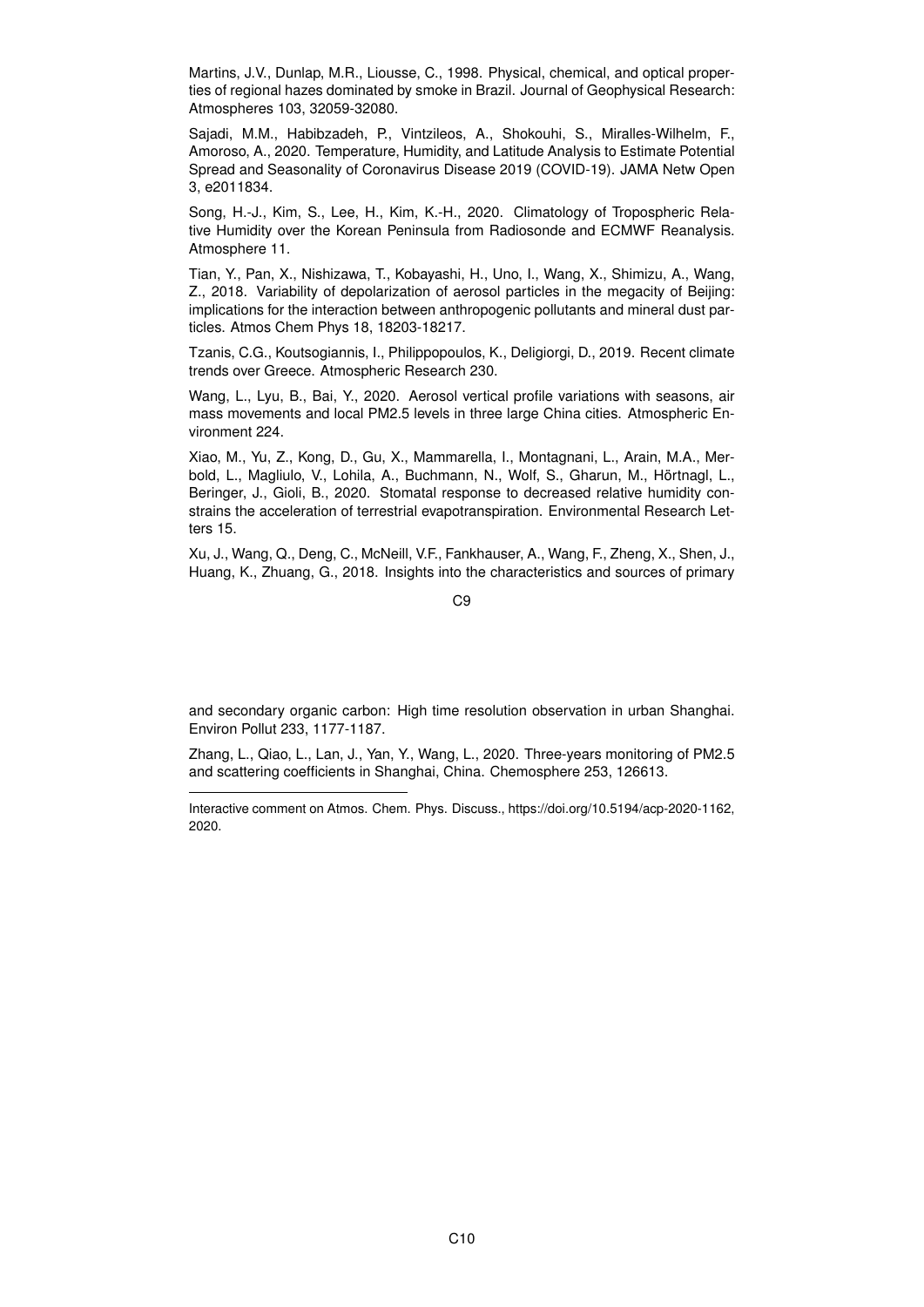Martins, J.V., Dunlap, M.R., Liousse, C., 1998. Physical, chemical, and optical properties of regional hazes dominated by smoke in Brazil. Journal of Geophysical Research: Atmospheres 103, 32059-32080.

Sajadi, M.M., Habibzadeh, P., Vintzileos, A., Shokouhi, S., Miralles-Wilhelm, F., Amoroso, A., 2020. Temperature, Humidity, and Latitude Analysis to Estimate Potential Spread and Seasonality of Coronavirus Disease 2019 (COVID-19). JAMA Netw Open 3, e2011834.

Song, H.-J., Kim, S., Lee, H., Kim, K.-H., 2020. Climatology of Tropospheric Relative Humidity over the Korean Peninsula from Radiosonde and ECMWF Reanalysis. Atmosphere 11.

Tian, Y., Pan, X., Nishizawa, T., Kobayashi, H., Uno, I., Wang, X., Shimizu, A., Wang, Z., 2018. Variability of depolarization of aerosol particles in the megacity of Beijing: implications for the interaction between anthropogenic pollutants and mineral dust particles. Atmos Chem Phys 18, 18203-18217.

Tzanis, C.G., Koutsogiannis, I., Philippopoulos, K., Deligiorgi, D., 2019. Recent climate trends over Greece. Atmospheric Research 230.

Wang, L., Lyu, B., Bai, Y., 2020. Aerosol vertical profile variations with seasons, air mass movements and local PM2.5 levels in three large China cities. Atmospheric Environment 224.

Xiao, M., Yu, Z., Kong, D., Gu, X., Mammarella, I., Montagnani, L., Arain, M.A., Merbold, L., Magliulo, V., Lohila, A., Buchmann, N., Wolf, S., Gharun, M., Hörtnagl, L., Beringer, J., Gioli, B., 2020. Stomatal response to decreased relative humidity constrains the acceleration of terrestrial evapotranspiration. Environmental Research Letters 15.

Xu, J., Wang, Q., Deng, C., McNeill, V.F., Fankhauser, A., Wang, F., Zheng, X., Shen, J., Huang, K., Zhuang, G., 2018. Insights into the characteristics and sources of primary and secondary organic carbon: High time resolution observation in urban Shanghai. Environ Pollut 233, 1177-1187.

Zhang, L., Qiao, L., Lan, J., Yan, Y., Wang, L., 2020. Three-years monitoring of PM2.5 and scattering coefficients in Shanghai, China. Chemosphere 253, 126613.

---

Interactive comment on Atmos. Chem. Phys. Discuss., https://doi.org/10.5194/acp-2020-1162, 2020.